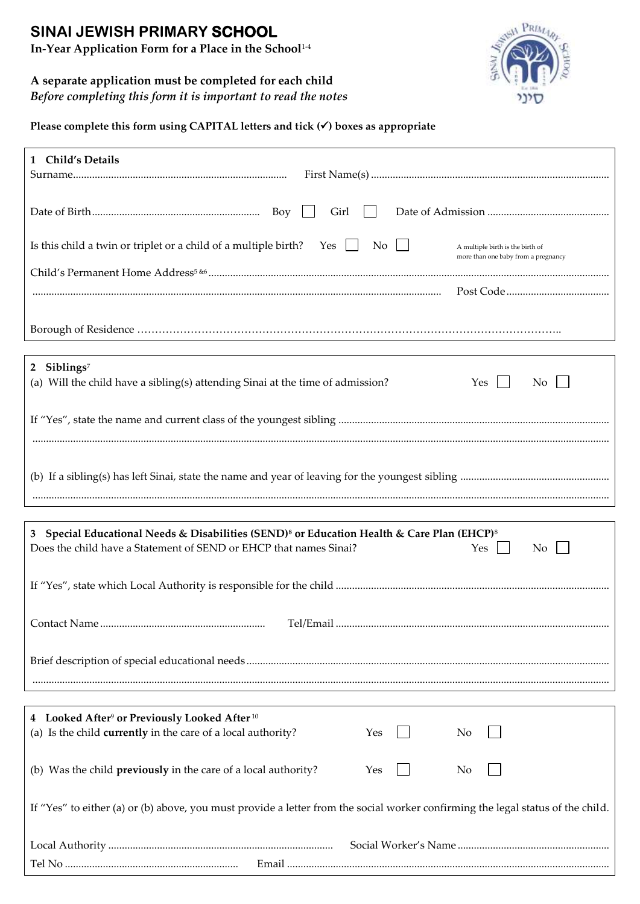# SINAI JEWISH PRIMARY SCHOOL

**In-Year Application Form for a Place in the School**[1-4]

**A separate application must be completed for each child**

***Before completing this form it is important to read the notes***

**Please complete this form using CAPITAL letters and tick (✓) boxes as appropriate**

## 1 Child's Details

Surname.............................................................................. First Name(s) .......................................................................................

Date of Birth............................................................ Boy ☐ Girl ☐ Date of Admission ............................................

Is this child a twin or triplet or a child of a multiple birth? Yes ☐ No ☐ A multiple birth is the birth of more than one baby from a pregnancy

Child's Permanent Home Address[5 &6] ..................................................................................................................................................

................................................................................................................................................ Post Code ......................................

Borough of Residence ………………………………………………………………………………………………..

## 2 Siblings[7]

(a) Will the child have a sibling(s) attending Sinai at the time of admission? Yes ☐ No ☐

If "Yes", state the name and current class of the youngest sibling ..................................................................................................

..........................................................................................................................................................................................................

(b) If a sibling(s) has left Sinai, state the name and year of leaving for the youngest sibling ......................................................

..........................................................................................................................................................................................................

## 3 Special Educational Needs & Disabilities (SEND)[8] or Education Health & Care Plan (EHCP)[8]

Does the child have a Statement of SEND or EHCP that names Sinai? Yes ☐ No ☐

If "Yes", state which Local Authority is responsible for the child ...................................................................................................

Contact Name ............................................................ Tel/Email ...................................................................................................

Brief description of special educational needs ..................................................................................................................................

..........................................................................................................................................................................................................

## 4 Looked After[9] or Previously Looked After[10]

(a) Is the child **currently** in the care of a local authority? Yes ☐ No ☐

(b) Was the child **previously** in the care of a local authority? Yes ☐ No ☐

If "Yes" to either (a) or (b) above, you must provide a letter from the social worker confirming the legal status of the child.

Local Authority .................................................................................. Social Worker's Name .......................................................

Tel No ................................................................ Email .....................................................................................................................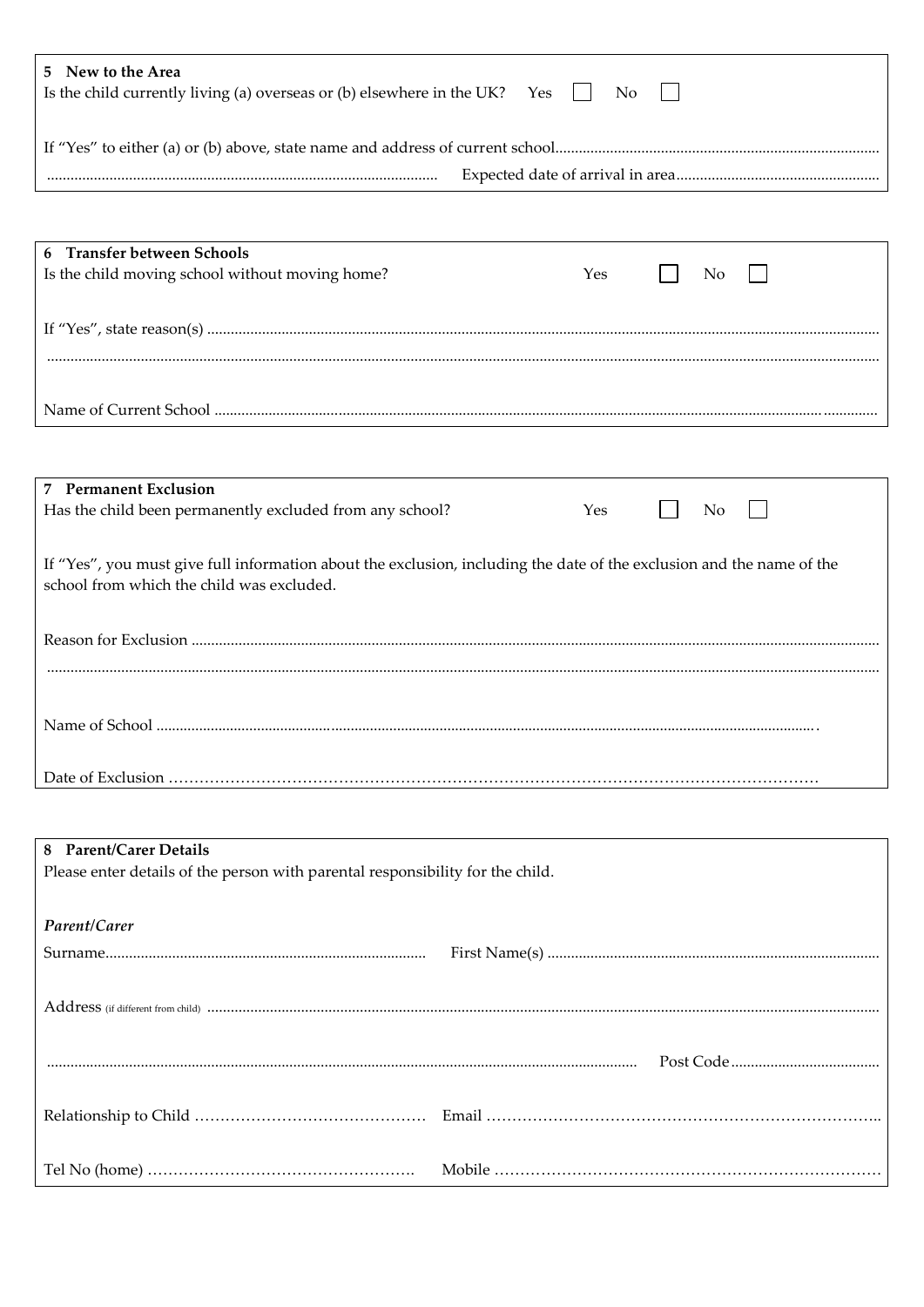## 5 New to the Area

Is the child currently living (a) overseas or (b) elsewhere in the UK? Yes ☐ No ☐

If "Yes" to either (a) or (b) above, state name and address of current school..................................................................................

................................................................................................... Expected date of arrival in area...................................................

## 6 Transfer between Schools

Is the child moving school without moving home? Yes ☐ No ☐

If "Yes", state reason(s) ..........................................................................................................................................................................

..................................................................................................................................................................................................................

Name of Current School ......................................................................................................................................................................

## 7 Permanent Exclusion

Has the child been permanently excluded from any school? Yes ☐ No ☐

If "Yes", you must give full information about the exclusion, including the date of the exclusion and the name of the school from which the child was excluded.

Reason for Exclusion ...........................................................................................................................................................................

..................................................................................................................................................................................................................

Name of School .....................................................................................................................................................................

Date of Exclusion ……………………………………………………………………………………………………………

## 8 Parent/Carer Details

Please enter details of the person with parental responsibility for the child.

*Parent/Carer*

Surname................................................................................... First Name(s) ....................................................................................

Address (if different from child) .........................................................................................................................................................

................................................................................................................................................... Post Code......................................

Relationship to Child ……………………………………… Email …………………………………………………………………..

Tel No (home) ……………………………………………. Mobile …………………………………………………………………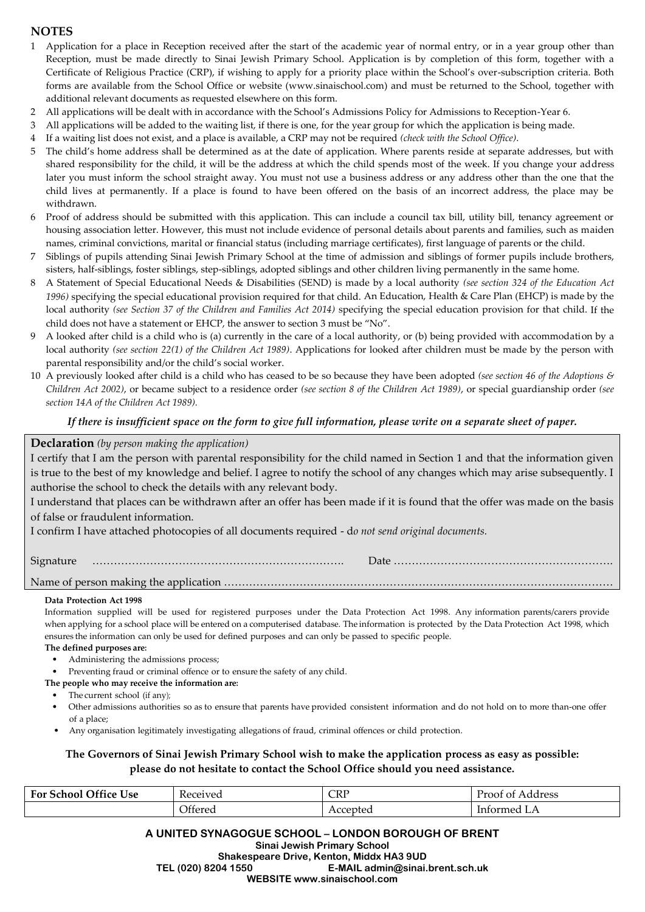## NOTES

1. Application for a place in Reception received after the start of the academic year of normal entry, or in a year group other than Reception, must be made directly to Sinai Jewish Primary School. Application is by completion of this form, together with a Certificate of Religious Practice (CRP), if wishing to apply for a priority place within the School's over-subscription criteria. Both forms are available from the School Office or website (www.sinaischool.com) and must be returned to the School, together with additional relevant documents as requested elsewhere on this form.
2. All applications will be dealt with in accordance with the School's Admissions Policy for Admissions to Reception-Year 6.
3. All applications will be added to the waiting list, if there is one, for the year group for which the application is being made.
4. If a waiting list does not exist, and a place is available, a CRP may not be required *(check with the School Office)*.
5. The child's home address shall be determined as at the date of application. Where parents reside at separate addresses, but with shared responsibility for the child, it will be the address at which the child spends most of the week. If you change your address later you must inform the school straight away. You must not use a business address or any address other than the one that the child lives at permanently. If a place is found to have been offered on the basis of an incorrect address, the place may be withdrawn.
6. Proof of address should be submitted with this application. This can include a council tax bill, utility bill, tenancy agreement or housing association letter. However, this must not include evidence of personal details about parents and families, such as maiden names, criminal convictions, marital or financial status (including marriage certificates), first language of parents or the child.
7. Siblings of pupils attending Sinai Jewish Primary School at the time of admission and siblings of former pupils include brothers, sisters, half-siblings, foster siblings, step-siblings, adopted siblings and other children living permanently in the same home.
8. A Statement of Special Educational Needs & Disabilities (SEND) is made by a local authority *(see section 324 of the Education Act 1996)* specifying the special educational provision required for that child. An Education, Health & Care Plan (EHCP) is made by the local authority *(see Section 37 of the Children and Families Act 2014)* specifying the special education provision for that child. If the child does not have a statement or EHCP, the answer to section 3 must be "No".
9. A looked after child is a child who is (a) currently in the care of a local authority, or (b) being provided with accommodation by a local authority *(see section 22(1) of the Children Act 1989)*. Applications for looked after children must be made by the person with parental responsibility and/or the child's social worker.
10. A previously looked after child is a child who has ceased to be so because they have been adopted *(see section 46 of the Adoptions & Children Act 2002)*, or became subject to a residence order *(see section 8 of the Children Act 1989)*, or special guardianship order *(see section 14A of the Children Act 1989)*.

***If there is insufficient space on the form to give full information, please write on a separate sheet of paper.***

**Declaration** *(by person making the application)*

I certify that I am the person with parental responsibility for the child named in Section 1 and that the information given is true to the best of my knowledge and belief. I agree to notify the school of any changes which may arise subsequently. I authorise the school to check the details with any relevant body.

I understand that places can be withdrawn after an offer has been made if it is found that the offer was made on the basis of false or fraudulent information.

I confirm I have attached photocopies of all documents required - d*o not send original documents.*

Signature ………………………………………………………….  Date …………………………………………………..

Name of person making the application ……………………………………………………………………………………………

**Data Protection Act 1998**

Information supplied will be used for registered purposes under the Data Protection Act 1998. Any information parents/carers provide when applying for a school place will be entered on a computerised database. The information is protected by the Data Protection Act 1998, which ensures the information can only be used for defined purposes and can only be passed to specific people.

**The defined purposes are:**

- Administering the admissions process;
- Preventing fraud or criminal offence or to ensure the safety of any child.

**The people who may receive the information are:**

- The current school (if any);
- Other admissions authorities so as to ensure that parents have provided consistent information and do not hold on to more than-one offer of a place;
- Any organisation legitimately investigating allegations of fraud, criminal offences or child protection.

**The Governors of Sinai Jewish Primary School wish to make the application process as easy as possible: please do not hesitate to contact the School Office should you need assistance.**

| For School Office Use | Received | CRP | Proof of Address |
|---|---|---|---|
| | Offered | Accepted | Informed LA |

**A UNITED SYNAGOGUE SCHOOL – LONDON BOROUGH OF BRENT**
**Sinai Jewish Primary School**
**Shakespeare Drive, Kenton, Middx HA3 9UD**
**TEL (020) 8204 1550 E-MAIL admin@sinai.brent.sch.uk**
**WEBSITE www.sinaischool.com**